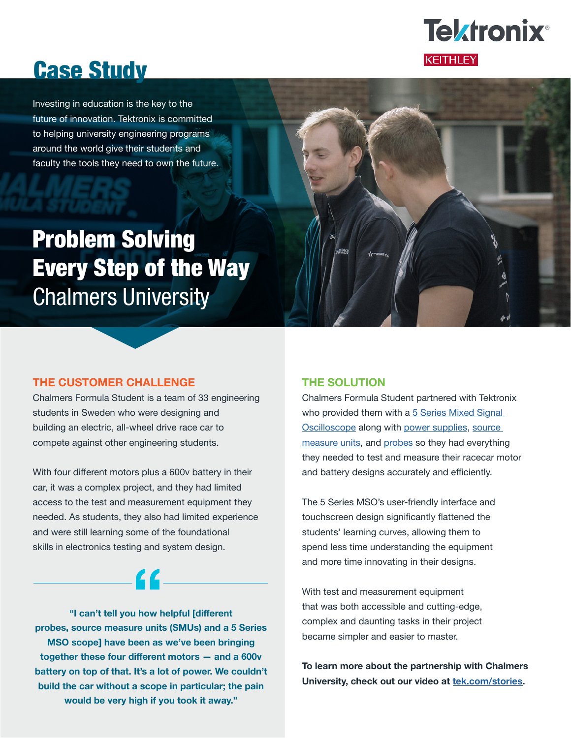Tektronix

KEITHLEY

# Case Study

Investing in education is the key to the future of innovation. Tektronix is committed to helping university engineering programs around the world give their students and faculty the tools they need to own the future.

# Problem Solving Every Step of the Way

## Chalmers University

### THE CUSTOMER CHALLENGE

Chalmers Formula Student is a team of 33 engineering students in Sweden who were designing and building an electric, all-wheel drive race car to compete against other engineering students.

With four different motors plus a 600v battery in their car, it was a complex project, and they had limited access to the test and measurement equipment they needed. As students, they also had limited experience and were still learning some of the foundational skills in electronics testing and system design.

> **"I can't tell you how helpful [different probes, source measure units (SMUs) and a 5 Series MSO scope] have been as we've been bringing together these four different motors — and a 600v battery on top of that. It's a lot of power. We couldn't build the car without a scope in particular; the pain would be very high if you took it away."**

### THE SOLUTION

Chalmers Formula Student partnered with Tektronix who provided them with a 5 Series Mixed Signal Oscilloscope along with power supplies, source measure units, and probes so they had everything they needed to test and measure their racecar motor and battery designs accurately and efficiently.

The 5 Series MSO's user-friendly interface and touchscreen design significantly flattened the students' learning curves, allowing them to spend less time understanding the equipment and more time innovating in their designs.

With test and measurement equipment that was both accessible and cutting-edge, complex and daunting tasks in their project became simpler and easier to master.

**To learn more about the partnership with Chalmers University, check out our video at tek.com/stories.**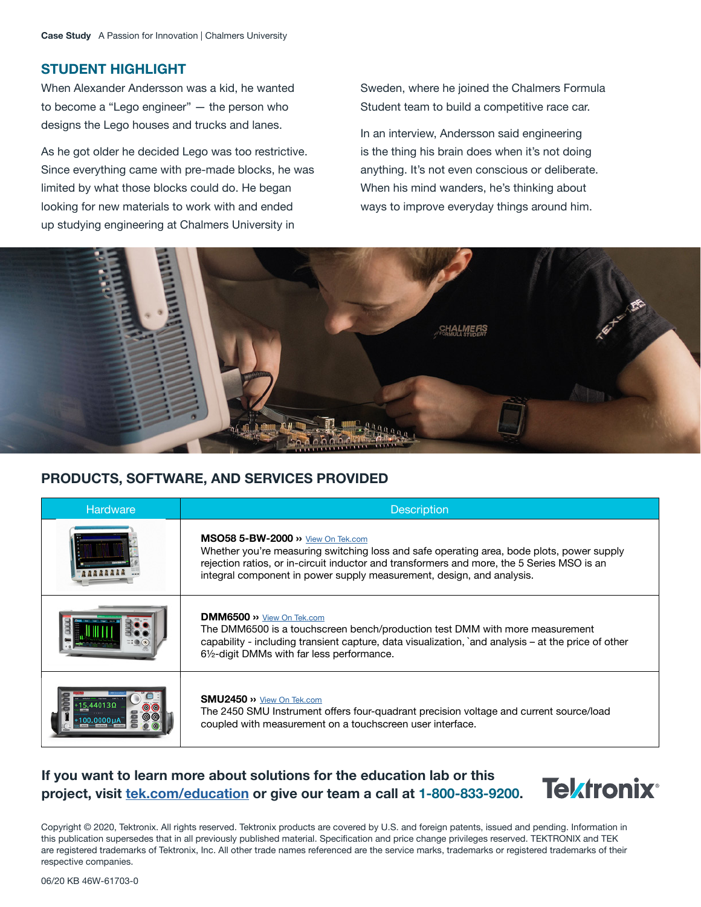## STUDENT HIGHLIGHT

When Alexander Andersson was a kid, he wanted to become a "Lego engineer" — the person who designs the Lego houses and trucks and lanes.

As he got older he decided Lego was too restrictive. Since everything came with pre-made blocks, he was limited by what those blocks could do. He began looking for new materials to work with and ended up studying engineering at Chalmers University in Sweden, where he joined the Chalmers Formula Student team to build a competitive race car.

In an interview, Andersson said engineering is the thing his brain does when it's not doing anything. It's not even conscious or deliberate. When his mind wanders, he's thinking about ways to improve everyday things around him.

## PRODUCTS, SOFTWARE, AND SERVICES PROVIDED

| Hardware | Description |
|---|---|
| | **MSO58 5-BW-2000 ››** View On Tek.com<br>Whether you're measuring switching loss and safe operating area, bode plots, power supply rejection ratios, or in-circuit inductor and transformers and more, the 5 Series MSO is an integral component in power supply measurement, design, and analysis. |
| | **DMM6500 ››** View On Tek.com<br>The DMM6500 is a touchscreen bench/production test DMM with more measurement capability - including transient capture, data visualization, `and analysis – at the price of other 6½-digit DMMs with far less performance. |
| | **SMU2450 ››** View On Tek.com<br>The 2450 SMU Instrument offers four-quadrant precision voltage and current source/load coupled with measurement on a touchscreen user interface. |

**If you want to learn more about solutions for the education lab or this project, visit tek.com/education or give our team a call at 1-800-833-9200.**

Tektronix®

Copyright © 2020, Tektronix. All rights reserved. Tektronix products are covered by U.S. and foreign patents, issued and pending. Information in this publication supersedes that in all previously published material. Specification and price change privileges reserved. TEKTRONIX and TEK are registered trademarks of Tektronix, Inc. All other trade names referenced are the service marks, trademarks or registered trademarks of their respective companies.

06/20 KB 46W-61703-0